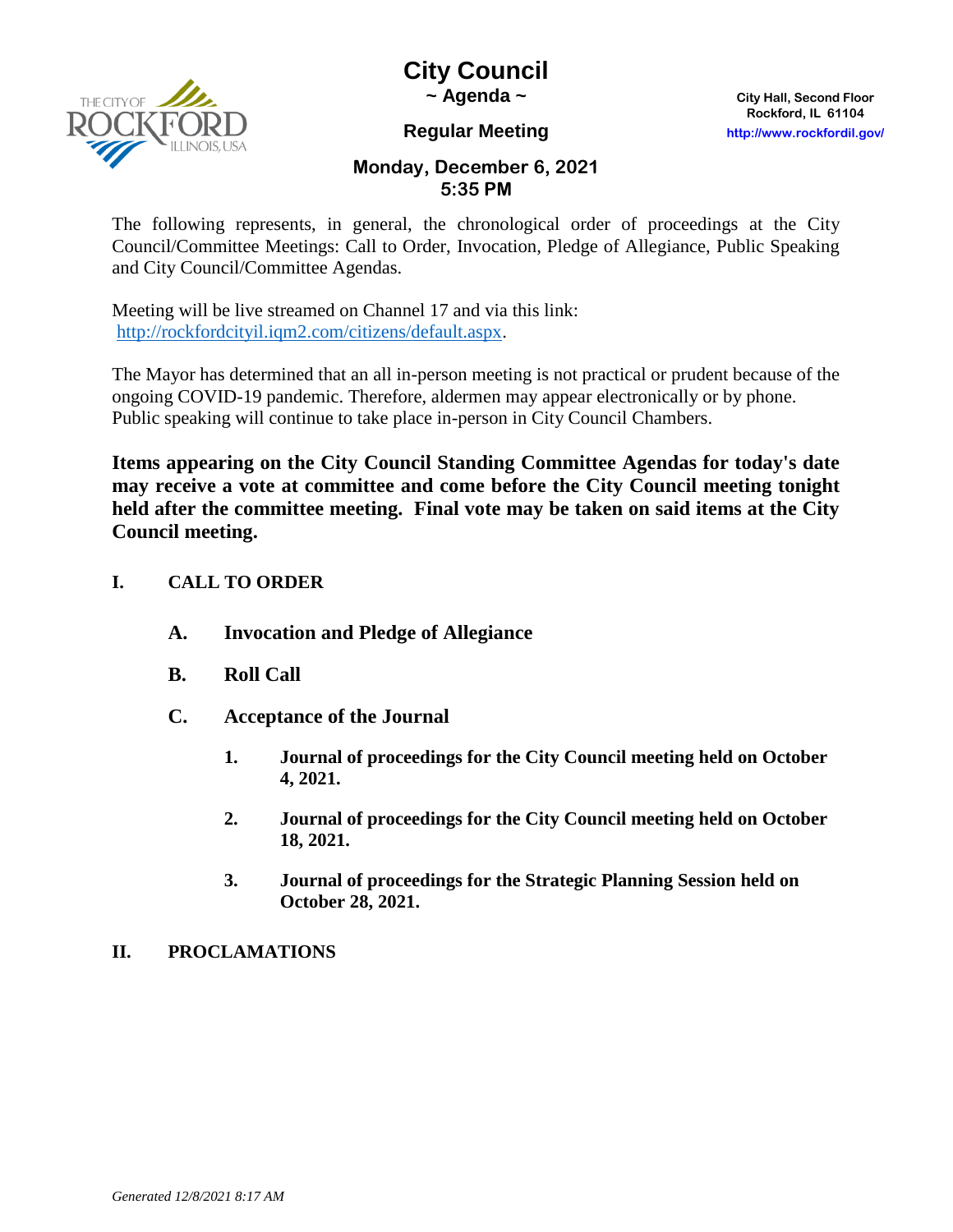# City Council

**~ Agenda ~**

**Regular Meeting**

City Hall, Second Floor
Rockford, IL 61104
http://www.rockfordil.gov/

**Monday, December 6, 2021**
**5:35 PM**

The following represents, in general, the chronological order of proceedings at the City Council/Committee Meetings: Call to Order, Invocation, Pledge of Allegiance, Public Speaking and City Council/Committee Agendas.

Meeting will be live streamed on Channel 17 and via this link:
http://rockfordcityil.iqm2.com/citizens/default.aspx.

The Mayor has determined that an all in-person meeting is not practical or prudent because of the ongoing COVID-19 pandemic. Therefore, aldermen may appear electronically or by phone. Public speaking will continue to take place in-person in City Council Chambers.

**Items appearing on the City Council Standing Committee Agendas for today's date may receive a vote at committee and come before the City Council meeting tonight held after the committee meeting. Final vote may be taken on said items at the City Council meeting.**

## I. CALL TO ORDER

### A. Invocation and Pledge of Allegiance

### B. Roll Call

### C. Acceptance of the Journal

1. **Journal of proceedings for the City Council meeting held on October 4, 2021.**

2. **Journal of proceedings for the City Council meeting held on October 18, 2021.**

3. **Journal of proceedings for the Strategic Planning Session held on October 28, 2021.**

## II. PROCLAMATIONS

*Generated 12/8/2021 8:17 AM*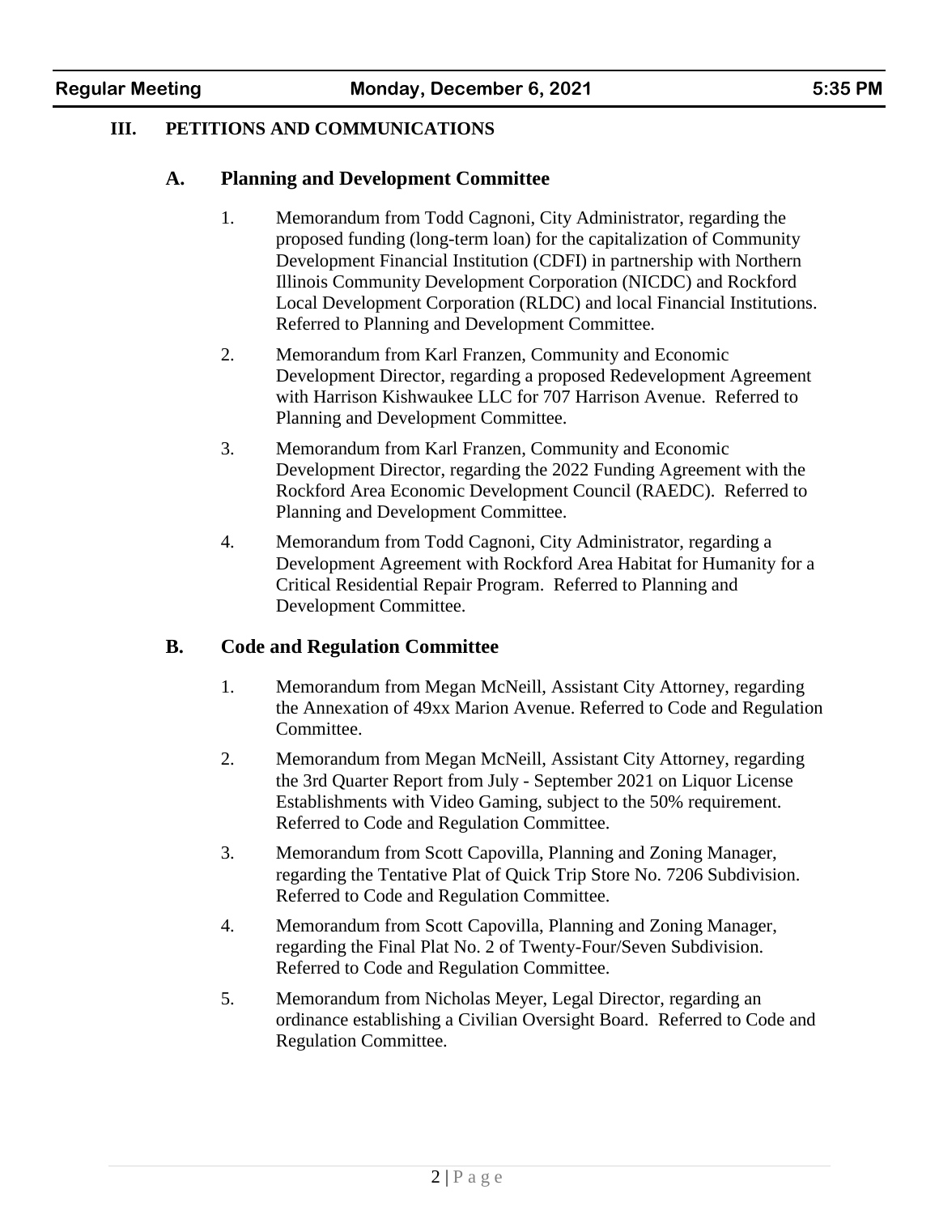## III. PETITIONS AND COMMUNICATIONS

### A. Planning and Development Committee

1. Memorandum from Todd Cagnoni, City Administrator, regarding the proposed funding (long-term loan) for the capitalization of Community Development Financial Institution (CDFI) in partnership with Northern Illinois Community Development Corporation (NICDC) and Rockford Local Development Corporation (RLDC) and local Financial Institutions. Referred to Planning and Development Committee.

2. Memorandum from Karl Franzen, Community and Economic Development Director, regarding a proposed Redevelopment Agreement with Harrison Kishwaukee LLC for 707 Harrison Avenue. Referred to Planning and Development Committee.

3. Memorandum from Karl Franzen, Community and Economic Development Director, regarding the 2022 Funding Agreement with the Rockford Area Economic Development Council (RAEDC). Referred to Planning and Development Committee.

4. Memorandum from Todd Cagnoni, City Administrator, regarding a Development Agreement with Rockford Area Habitat for Humanity for a Critical Residential Repair Program. Referred to Planning and Development Committee.

### B. Code and Regulation Committee

1. Memorandum from Megan McNeill, Assistant City Attorney, regarding the Annexation of 49xx Marion Avenue. Referred to Code and Regulation Committee.

2. Memorandum from Megan McNeill, Assistant City Attorney, regarding the 3rd Quarter Report from July - September 2021 on Liquor License Establishments with Video Gaming, subject to the 50% requirement. Referred to Code and Regulation Committee.

3. Memorandum from Scott Capovilla, Planning and Zoning Manager, regarding the Tentative Plat of Quick Trip Store No. 7206 Subdivision. Referred to Code and Regulation Committee.

4. Memorandum from Scott Capovilla, Planning and Zoning Manager, regarding the Final Plat No. 2 of Twenty-Four/Seven Subdivision. Referred to Code and Regulation Committee.

5. Memorandum from Nicholas Meyer, Legal Director, regarding an ordinance establishing a Civilian Oversight Board. Referred to Code and Regulation Committee.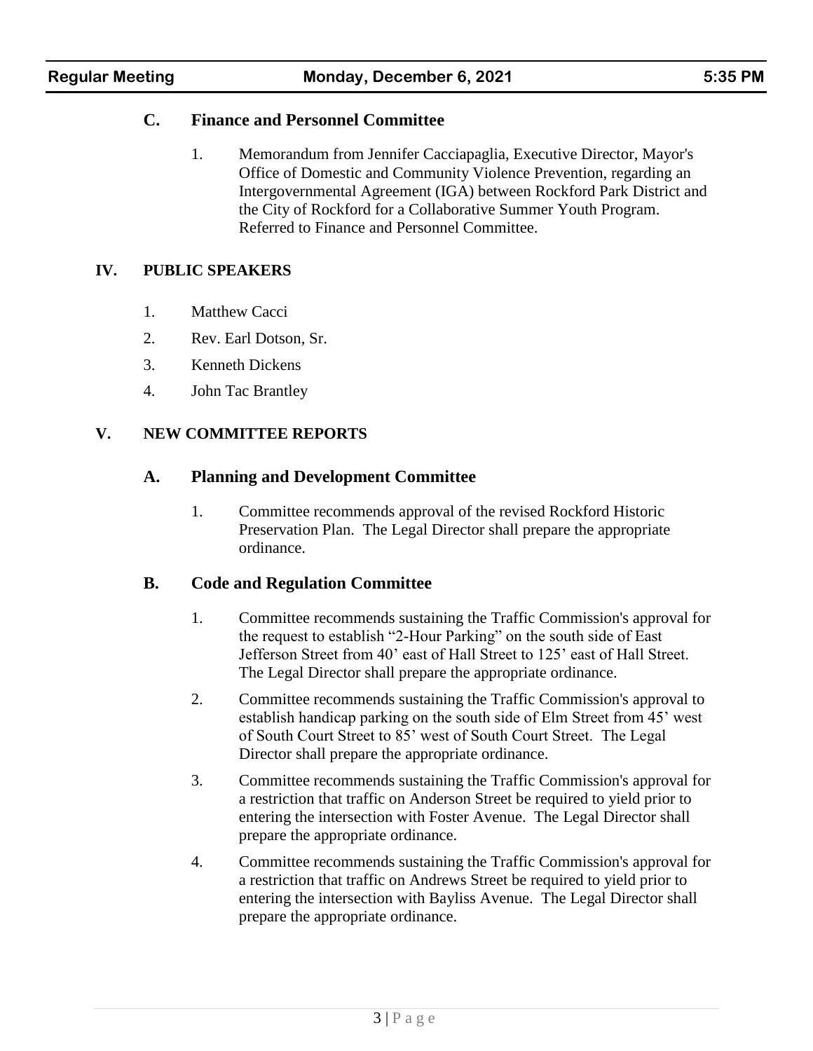### C. Finance and Personnel Committee

1. Memorandum from Jennifer Cacciapaglia, Executive Director, Mayor's Office of Domestic and Community Violence Prevention, regarding an Intergovernmental Agreement (IGA) between Rockford Park District and the City of Rockford for a Collaborative Summer Youth Program. Referred to Finance and Personnel Committee.

## IV. PUBLIC SPEAKERS

1. Matthew Cacci
2. Rev. Earl Dotson, Sr.
3. Kenneth Dickens
4. John Tac Brantley

## V. NEW COMMITTEE REPORTS

### A. Planning and Development Committee

1. Committee recommends approval of the revised Rockford Historic Preservation Plan. The Legal Director shall prepare the appropriate ordinance.

### B. Code and Regulation Committee

1. Committee recommends sustaining the Traffic Commission's approval for the request to establish "2-Hour Parking" on the south side of East Jefferson Street from 40' east of Hall Street to 125' east of Hall Street. The Legal Director shall prepare the appropriate ordinance.
2. Committee recommends sustaining the Traffic Commission's approval to establish handicap parking on the south side of Elm Street from 45' west of South Court Street to 85' west of South Court Street. The Legal Director shall prepare the appropriate ordinance.
3. Committee recommends sustaining the Traffic Commission's approval for a restriction that traffic on Anderson Street be required to yield prior to entering the intersection with Foster Avenue. The Legal Director shall prepare the appropriate ordinance.
4. Committee recommends sustaining the Traffic Commission's approval for a restriction that traffic on Andrews Street be required to yield prior to entering the intersection with Bayliss Avenue. The Legal Director shall prepare the appropriate ordinance.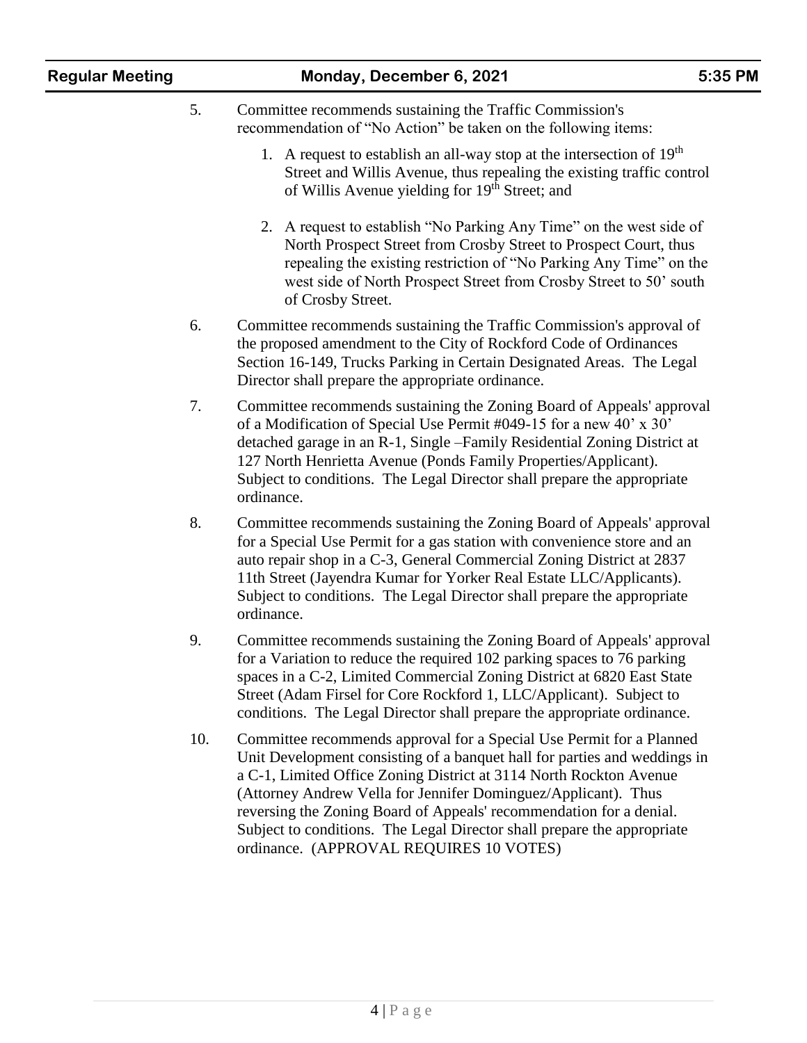5. Committee recommends sustaining the Traffic Commission's recommendation of "No Action" be taken on the following items:

    1. A request to establish an all-way stop at the intersection of 19th Street and Willis Avenue, thus repealing the existing traffic control of Willis Avenue yielding for 19th Street; and

    2. A request to establish "No Parking Any Time" on the west side of North Prospect Street from Crosby Street to Prospect Court, thus repealing the existing restriction of "No Parking Any Time" on the west side of North Prospect Street from Crosby Street to 50' south of Crosby Street.

6. Committee recommends sustaining the Traffic Commission's approval of the proposed amendment to the City of Rockford Code of Ordinances Section 16-149, Trucks Parking in Certain Designated Areas. The Legal Director shall prepare the appropriate ordinance.

7. Committee recommends sustaining the Zoning Board of Appeals' approval of a Modification of Special Use Permit #049-15 for a new 40' x 30' detached garage in an R-1, Single –Family Residential Zoning District at 127 North Henrietta Avenue (Ponds Family Properties/Applicant). Subject to conditions. The Legal Director shall prepare the appropriate ordinance.

8. Committee recommends sustaining the Zoning Board of Appeals' approval for a Special Use Permit for a gas station with convenience store and an auto repair shop in a C-3, General Commercial Zoning District at 2837 11th Street (Jayendra Kumar for Yorker Real Estate LLC/Applicants). Subject to conditions. The Legal Director shall prepare the appropriate ordinance.

9. Committee recommends sustaining the Zoning Board of Appeals' approval for a Variation to reduce the required 102 parking spaces to 76 parking spaces in a C-2, Limited Commercial Zoning District at 6820 East State Street (Adam Firsel for Core Rockford 1, LLC/Applicant). Subject to conditions. The Legal Director shall prepare the appropriate ordinance.

10. Committee recommends approval for a Special Use Permit for a Planned Unit Development consisting of a banquet hall for parties and weddings in a C-1, Limited Office Zoning District at 3114 North Rockton Avenue (Attorney Andrew Vella for Jennifer Dominguez/Applicant). Thus reversing the Zoning Board of Appeals' recommendation for a denial. Subject to conditions. The Legal Director shall prepare the appropriate ordinance. (APPROVAL REQUIRES 10 VOTES)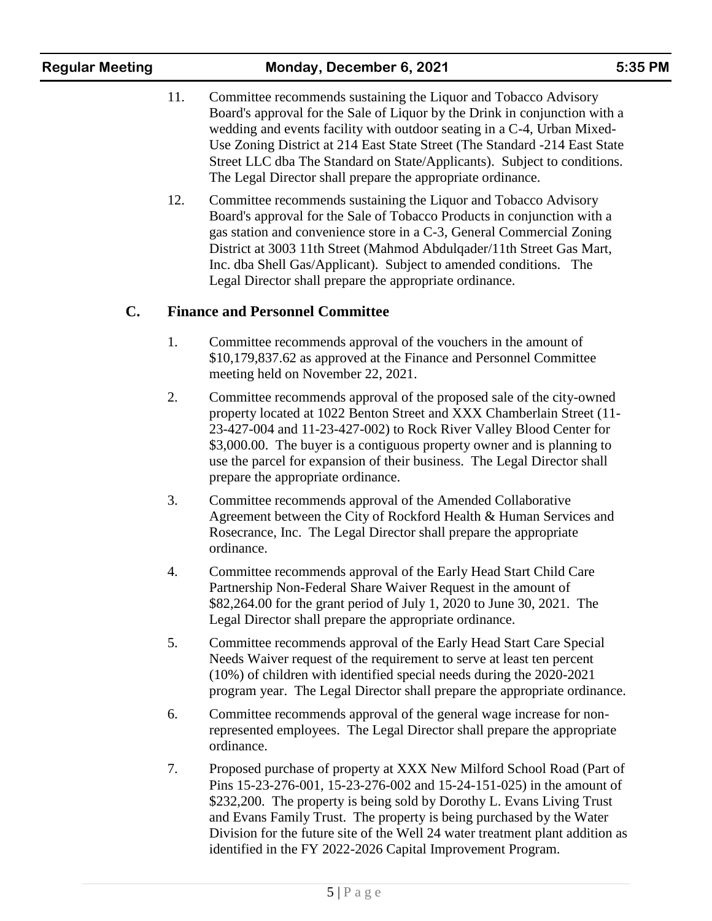11. Committee recommends sustaining the Liquor and Tobacco Advisory Board's approval for the Sale of Liquor by the Drink in conjunction with a wedding and events facility with outdoor seating in a C-4, Urban Mixed-Use Zoning District at 214 East State Street (The Standard -214 East State Street LLC dba The Standard on State/Applicants). Subject to conditions. The Legal Director shall prepare the appropriate ordinance.

12. Committee recommends sustaining the Liquor and Tobacco Advisory Board's approval for the Sale of Tobacco Products in conjunction with a gas station and convenience store in a C-3, General Commercial Zoning District at 3003 11th Street (Mahmod Abdulqader/11th Street Gas Mart, Inc. dba Shell Gas/Applicant). Subject to amended conditions. The Legal Director shall prepare the appropriate ordinance.

## C. Finance and Personnel Committee

1. Committee recommends approval of the vouchers in the amount of $10,179,837.62 as approved at the Finance and Personnel Committee meeting held on November 22, 2021.

2. Committee recommends approval of the proposed sale of the city-owned property located at 1022 Benton Street and XXX Chamberlain Street (11-23-427-004 and 11-23-427-002) to Rock River Valley Blood Center for $3,000.00. The buyer is a contiguous property owner and is planning to use the parcel for expansion of their business. The Legal Director shall prepare the appropriate ordinance.

3. Committee recommends approval of the Amended Collaborative Agreement between the City of Rockford Health & Human Services and Rosecrance, Inc. The Legal Director shall prepare the appropriate ordinance.

4. Committee recommends approval of the Early Head Start Child Care Partnership Non-Federal Share Waiver Request in the amount of $82,264.00 for the grant period of July 1, 2020 to June 30, 2021. The Legal Director shall prepare the appropriate ordinance.

5. Committee recommends approval of the Early Head Start Care Special Needs Waiver request of the requirement to serve at least ten percent (10%) of children with identified special needs during the 2020-2021 program year. The Legal Director shall prepare the appropriate ordinance.

6. Committee recommends approval of the general wage increase for non-represented employees. The Legal Director shall prepare the appropriate ordinance.

7. Proposed purchase of property at XXX New Milford School Road (Part of Pins 15-23-276-001, 15-23-276-002 and 15-24-151-025) in the amount of $232,200. The property is being sold by Dorothy L. Evans Living Trust and Evans Family Trust. The property is being purchased by the Water Division for the future site of the Well 24 water treatment plant addition as identified in the FY 2022-2026 Capital Improvement Program.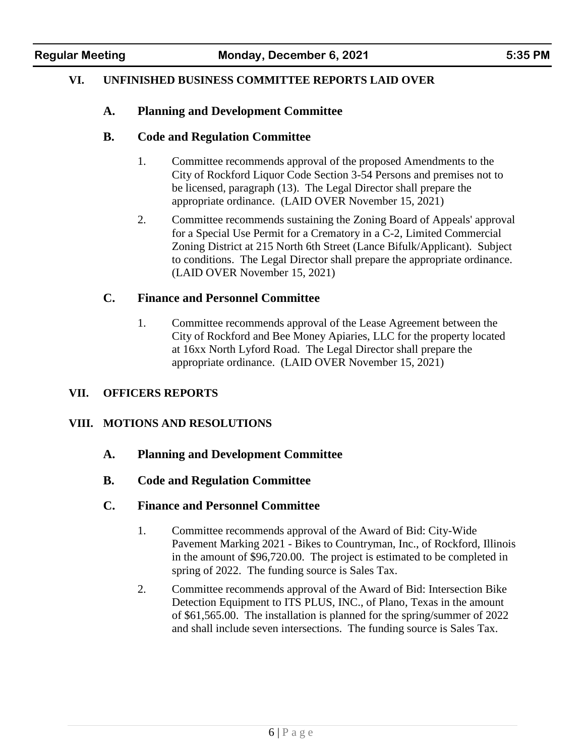## VI. UNFINISHED BUSINESS COMMITTEE REPORTS LAID OVER

### A. Planning and Development Committee

### B. Code and Regulation Committee

1. Committee recommends approval of the proposed Amendments to the City of Rockford Liquor Code Section 3-54 Persons and premises not to be licensed, paragraph (13). The Legal Director shall prepare the appropriate ordinance. (LAID OVER November 15, 2021)

2. Committee recommends sustaining the Zoning Board of Appeals' approval for a Special Use Permit for a Crematory in a C-2, Limited Commercial Zoning District at 215 North 6th Street (Lance Bifulk/Applicant). Subject to conditions. The Legal Director shall prepare the appropriate ordinance. (LAID OVER November 15, 2021)

### C. Finance and Personnel Committee

1. Committee recommends approval of the Lease Agreement between the City of Rockford and Bee Money Apiaries, LLC for the property located at 16xx North Lyford Road. The Legal Director shall prepare the appropriate ordinance. (LAID OVER November 15, 2021)

## VII. OFFICERS REPORTS

## VIII. MOTIONS AND RESOLUTIONS

### A. Planning and Development Committee

### B. Code and Regulation Committee

### C. Finance and Personnel Committee

1. Committee recommends approval of the Award of Bid: City-Wide Pavement Marking 2021 - Bikes to Countryman, Inc., of Rockford, Illinois in the amount of $96,720.00. The project is estimated to be completed in spring of 2022. The funding source is Sales Tax.

2. Committee recommends approval of the Award of Bid: Intersection Bike Detection Equipment to ITS PLUS, INC., of Plano, Texas in the amount of $61,565.00. The installation is planned for the spring/summer of 2022 and shall include seven intersections. The funding source is Sales Tax.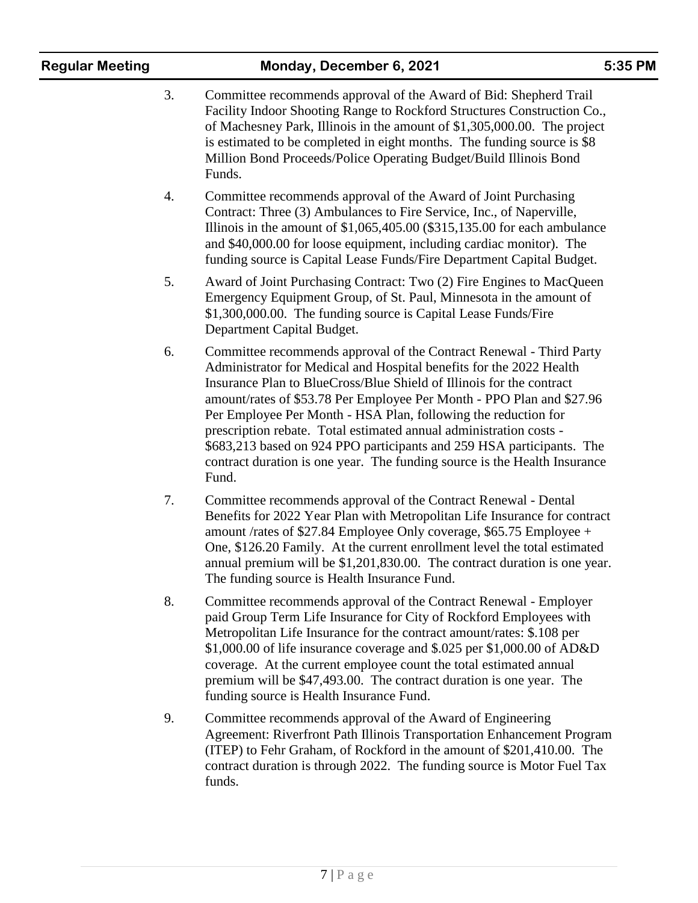3. Committee recommends approval of the Award of Bid: Shepherd Trail Facility Indoor Shooting Range to Rockford Structures Construction Co., of Machesney Park, Illinois in the amount of $1,305,000.00. The project is estimated to be completed in eight months. The funding source is $8 Million Bond Proceeds/Police Operating Budget/Build Illinois Bond Funds.

4. Committee recommends approval of the Award of Joint Purchasing Contract: Three (3) Ambulances to Fire Service, Inc., of Naperville, Illinois in the amount of $1,065,405.00 ($315,135.00 for each ambulance and $40,000.00 for loose equipment, including cardiac monitor). The funding source is Capital Lease Funds/Fire Department Capital Budget.

5. Award of Joint Purchasing Contract: Two (2) Fire Engines to MacQueen Emergency Equipment Group, of St. Paul, Minnesota in the amount of $1,300,000.00. The funding source is Capital Lease Funds/Fire Department Capital Budget.

6. Committee recommends approval of the Contract Renewal - Third Party Administrator for Medical and Hospital benefits for the 2022 Health Insurance Plan to BlueCross/Blue Shield of Illinois for the contract amount/rates of $53.78 Per Employee Per Month - PPO Plan and $27.96 Per Employee Per Month - HSA Plan, following the reduction for prescription rebate. Total estimated annual administration costs - $683,213 based on 924 PPO participants and 259 HSA participants. The contract duration is one year. The funding source is the Health Insurance Fund.

7. Committee recommends approval of the Contract Renewal - Dental Benefits for 2022 Year Plan with Metropolitan Life Insurance for contract amount /rates of $27.84 Employee Only coverage, $65.75 Employee + One, $126.20 Family. At the current enrollment level the total estimated annual premium will be $1,201,830.00. The contract duration is one year. The funding source is Health Insurance Fund.

8. Committee recommends approval of the Contract Renewal - Employer paid Group Term Life Insurance for City of Rockford Employees with Metropolitan Life Insurance for the contract amount/rates: $.108 per $1,000.00 of life insurance coverage and $.025 per $1,000.00 of AD&D coverage. At the current employee count the total estimated annual premium will be $47,493.00. The contract duration is one year. The funding source is Health Insurance Fund.

9. Committee recommends approval of the Award of Engineering Agreement: Riverfront Path Illinois Transportation Enhancement Program (ITEP) to Fehr Graham, of Rockford in the amount of $201,410.00. The contract duration is through 2022. The funding source is Motor Fuel Tax funds.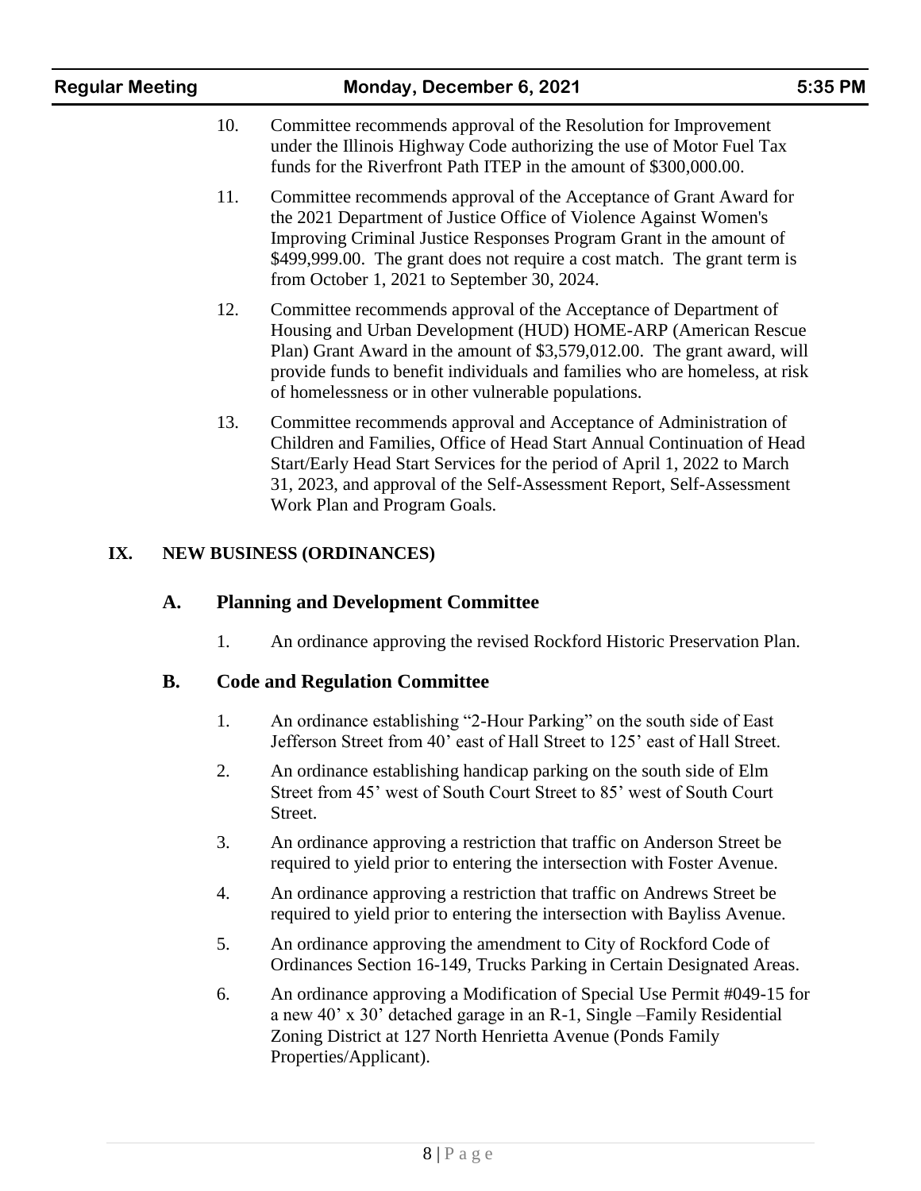10. Committee recommends approval of the Resolution for Improvement under the Illinois Highway Code authorizing the use of Motor Fuel Tax funds for the Riverfront Path ITEP in the amount of $300,000.00.

11. Committee recommends approval of the Acceptance of Grant Award for the 2021 Department of Justice Office of Violence Against Women's Improving Criminal Justice Responses Program Grant in the amount of $499,999.00. The grant does not require a cost match. The grant term is from October 1, 2021 to September 30, 2024.

12. Committee recommends approval of the Acceptance of Department of Housing and Urban Development (HUD) HOME-ARP (American Rescue Plan) Grant Award in the amount of $3,579,012.00. The grant award, will provide funds to benefit individuals and families who are homeless, at risk of homelessness or in other vulnerable populations.

13. Committee recommends approval and Acceptance of Administration of Children and Families, Office of Head Start Annual Continuation of Head Start/Early Head Start Services for the period of April 1, 2022 to March 31, 2023, and approval of the Self-Assessment Report, Self-Assessment Work Plan and Program Goals.

## IX. NEW BUSINESS (ORDINANCES)

### A. Planning and Development Committee

1. An ordinance approving the revised Rockford Historic Preservation Plan.

### B. Code and Regulation Committee

1. An ordinance establishing "2-Hour Parking" on the south side of East Jefferson Street from 40' east of Hall Street to 125' east of Hall Street.

2. An ordinance establishing handicap parking on the south side of Elm Street from 45' west of South Court Street to 85' west of South Court Street.

3. An ordinance approving a restriction that traffic on Anderson Street be required to yield prior to entering the intersection with Foster Avenue.

4. An ordinance approving a restriction that traffic on Andrews Street be required to yield prior to entering the intersection with Bayliss Avenue.

5. An ordinance approving the amendment to City of Rockford Code of Ordinances Section 16-149, Trucks Parking in Certain Designated Areas.

6. An ordinance approving a Modification of Special Use Permit #049-15 for a new 40' x 30' detached garage in an R-1, Single –Family Residential Zoning District at 127 North Henrietta Avenue (Ponds Family Properties/Applicant).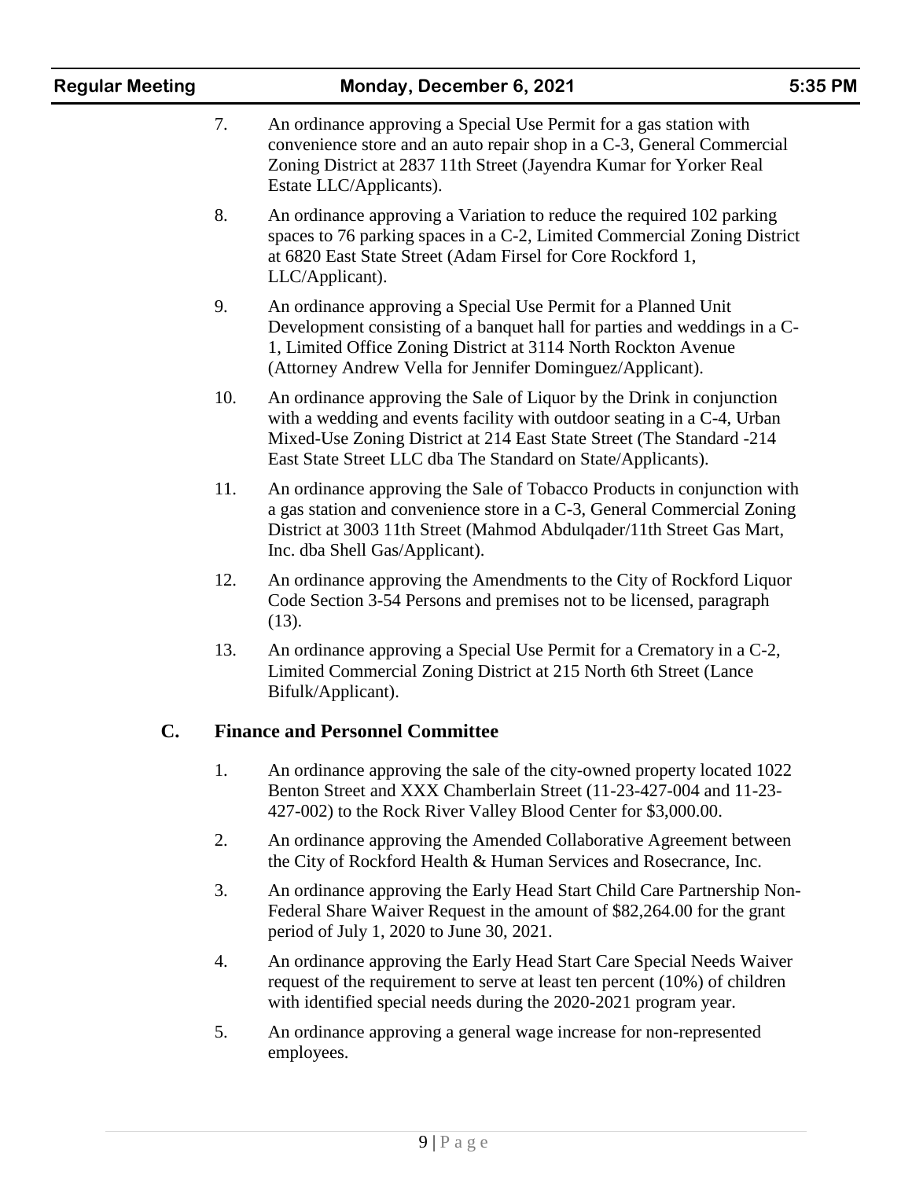7. An ordinance approving a Special Use Permit for a gas station with convenience store and an auto repair shop in a C-3, General Commercial Zoning District at 2837 11th Street (Jayendra Kumar for Yorker Real Estate LLC/Applicants).

8. An ordinance approving a Variation to reduce the required 102 parking spaces to 76 parking spaces in a C-2, Limited Commercial Zoning District at 6820 East State Street (Adam Firsel for Core Rockford 1, LLC/Applicant).

9. An ordinance approving a Special Use Permit for a Planned Unit Development consisting of a banquet hall for parties and weddings in a C-1, Limited Office Zoning District at 3114 North Rockton Avenue (Attorney Andrew Vella for Jennifer Dominguez/Applicant).

10. An ordinance approving the Sale of Liquor by the Drink in conjunction with a wedding and events facility with outdoor seating in a C-4, Urban Mixed-Use Zoning District at 214 East State Street (The Standard -214 East State Street LLC dba The Standard on State/Applicants).

11. An ordinance approving the Sale of Tobacco Products in conjunction with a gas station and convenience store in a C-3, General Commercial Zoning District at 3003 11th Street (Mahmod Abdulqader/11th Street Gas Mart, Inc. dba Shell Gas/Applicant).

12. An ordinance approving the Amendments to the City of Rockford Liquor Code Section 3-54 Persons and premises not to be licensed, paragraph (13).

13. An ordinance approving a Special Use Permit for a Crematory in a C-2, Limited Commercial Zoning District at 215 North 6th Street (Lance Bifulk/Applicant).

## C. Finance and Personnel Committee

1. An ordinance approving the sale of the city-owned property located 1022 Benton Street and XXX Chamberlain Street (11-23-427-004 and 11-23-427-002) to the Rock River Valley Blood Center for $3,000.00.

2. An ordinance approving the Amended Collaborative Agreement between the City of Rockford Health & Human Services and Rosecrance, Inc.

3. An ordinance approving the Early Head Start Child Care Partnership Non-Federal Share Waiver Request in the amount of $82,264.00 for the grant period of July 1, 2020 to June 30, 2021.

4. An ordinance approving the Early Head Start Care Special Needs Waiver request of the requirement to serve at least ten percent (10%) of children with identified special needs during the 2020-2021 program year.

5. An ordinance approving a general wage increase for non-represented employees.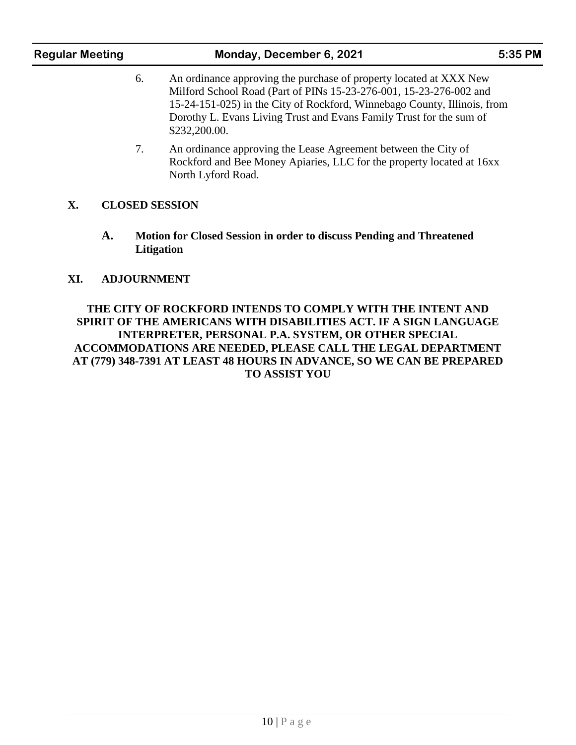6. An ordinance approving the purchase of property located at XXX New Milford School Road (Part of PINs 15-23-276-001, 15-23-276-002 and 15-24-151-025) in the City of Rockford, Winnebago County, Illinois, from Dorothy L. Evans Living Trust and Evans Family Trust for the sum of $232,200.00.

7. An ordinance approving the Lease Agreement between the City of Rockford and Bee Money Apiaries, LLC for the property located at 16xx North Lyford Road.

## X. CLOSED SESSION

### A. Motion for Closed Session in order to discuss Pending and Threatened Litigation

## XI. ADJOURNMENT

**THE CITY OF ROCKFORD INTENDS TO COMPLY WITH THE INTENT AND SPIRIT OF THE AMERICANS WITH DISABILITIES ACT. IF A SIGN LANGUAGE INTERPRETER, PERSONAL P.A. SYSTEM, OR OTHER SPECIAL ACCOMMODATIONS ARE NEEDED, PLEASE CALL THE LEGAL DEPARTMENT AT (779) 348-7391 AT LEAST 48 HOURS IN ADVANCE, SO WE CAN BE PREPARED TO ASSIST YOU**